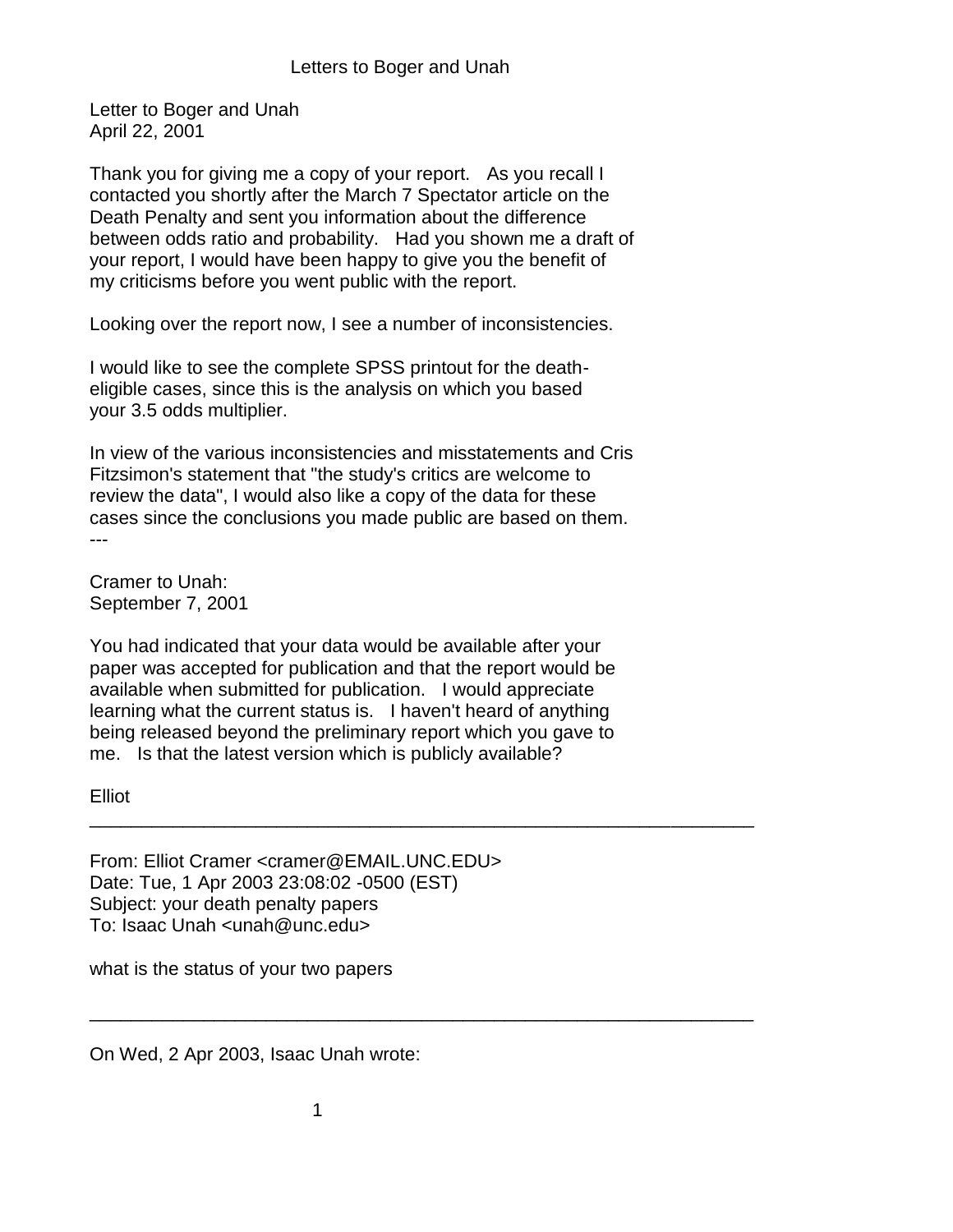# Letters to Boger and Unah

Letter to Boger and Unah
April 22, 2001

Thank you for giving me a copy of your report. As you recall I contacted you shortly after the March 7 Spectator article on the Death Penalty and sent you information about the difference between odds ratio and probability. Had you shown me a draft of your report, I would have been happy to give you the benefit of my criticisms before you went public with the report.

Looking over the report now, I see a number of inconsistencies.

I would like to see the complete SPSS printout for the death-eligible cases, since this is the analysis on which you based your 3.5 odds multiplier.

In view of the various inconsistencies and misstatements and Cris Fitzsimon's statement that "the study's critics are welcome to review the data", I would also like a copy of the data for these cases since the conclusions you made public are based on them.

---

Cramer to Unah:
September 7, 2001

You had indicated that your data would be available after your paper was accepted for publication and that the report would be available when submitted for publication. I would appreciate learning what the current status is. I haven't heard of anything being released beyond the preliminary report which you gave to me. Is that the latest version which is publicly available?

Elliot

---

From: Elliot Cramer <cramer@EMAIL.UNC.EDU>
Date: Tue, 1 Apr 2003 23:08:02 -0500 (EST)
Subject: your death penalty papers
To: Isaac Unah <unah@unc.edu>

what is the status of your two papers

---

On Wed, 2 Apr 2003, Isaac Unah wrote: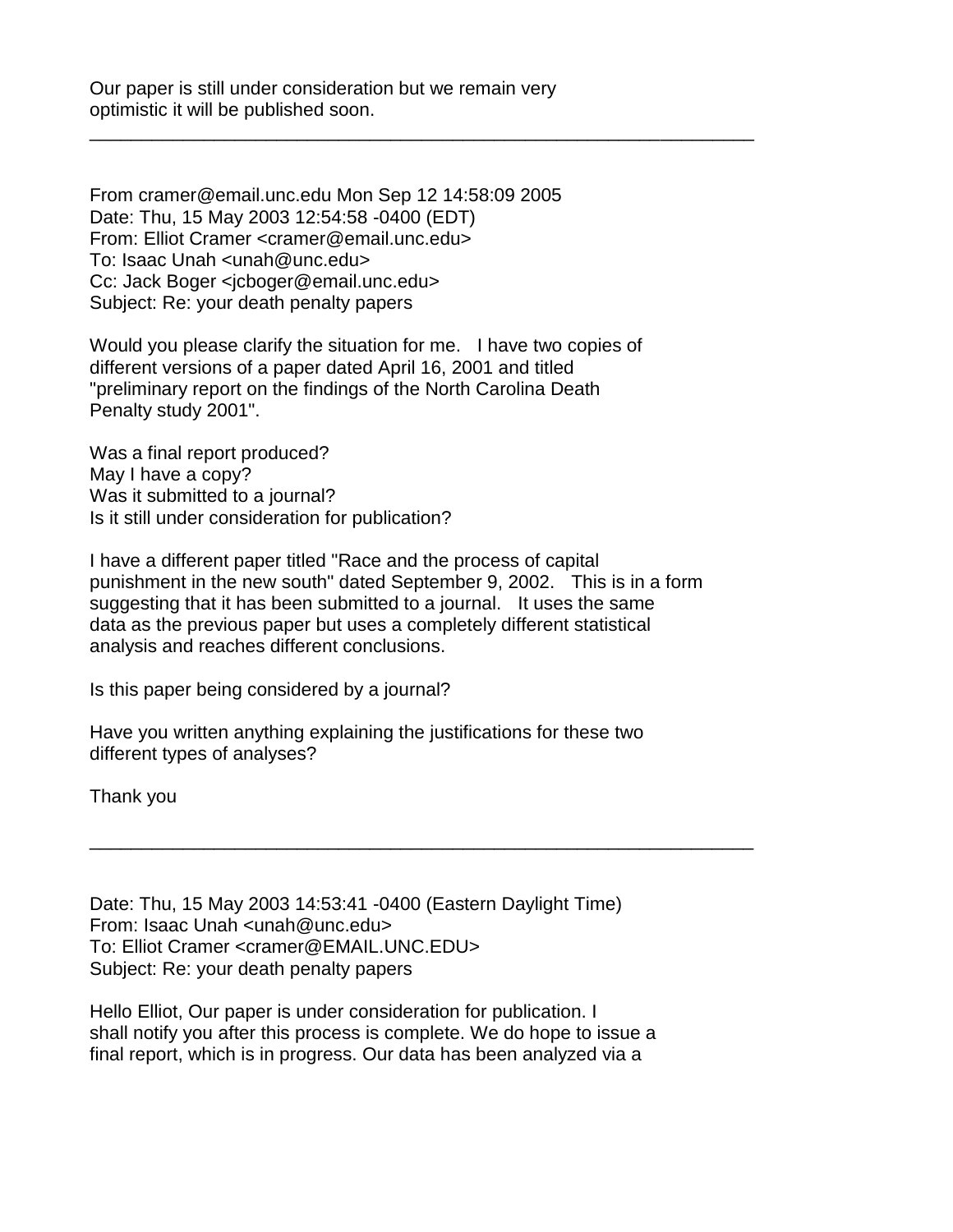Our paper is still under consideration but we remain very optimistic it will be published soon.

---

From cramer@email.unc.edu Mon Sep 12 14:58:09 2005
Date: Thu, 15 May 2003 12:54:58 -0400 (EDT)
From: Elliot Cramer <cramer@email.unc.edu>
To: Isaac Unah <unah@unc.edu>
Cc: Jack Boger <jcboger@email.unc.edu>
Subject: Re: your death penalty papers

Would you please clarify the situation for me. I have two copies of different versions of a paper dated April 16, 2001 and titled "preliminary report on the findings of the North Carolina Death Penalty study 2001".

Was a final report produced?
May I have a copy?
Was it submitted to a journal?
Is it still under consideration for publication?

I have a different paper titled "Race and the process of capital punishment in the new south" dated September 9, 2002. This is in a form suggesting that it has been submitted to a journal. It uses the same data as the previous paper but uses a completely different statistical analysis and reaches different conclusions.

Is this paper being considered by a journal?

Have you written anything explaining the justifications for these two different types of analyses?

Thank you

---

Date: Thu, 15 May 2003 14:53:41 -0400 (Eastern Daylight Time)
From: Isaac Unah <unah@unc.edu>
To: Elliot Cramer <cramer@EMAIL.UNC.EDU>
Subject: Re: your death penalty papers

Hello Elliot, Our paper is under consideration for publication. I shall notify you after this process is complete. We do hope to issue a final report, which is in progress. Our data has been analyzed via a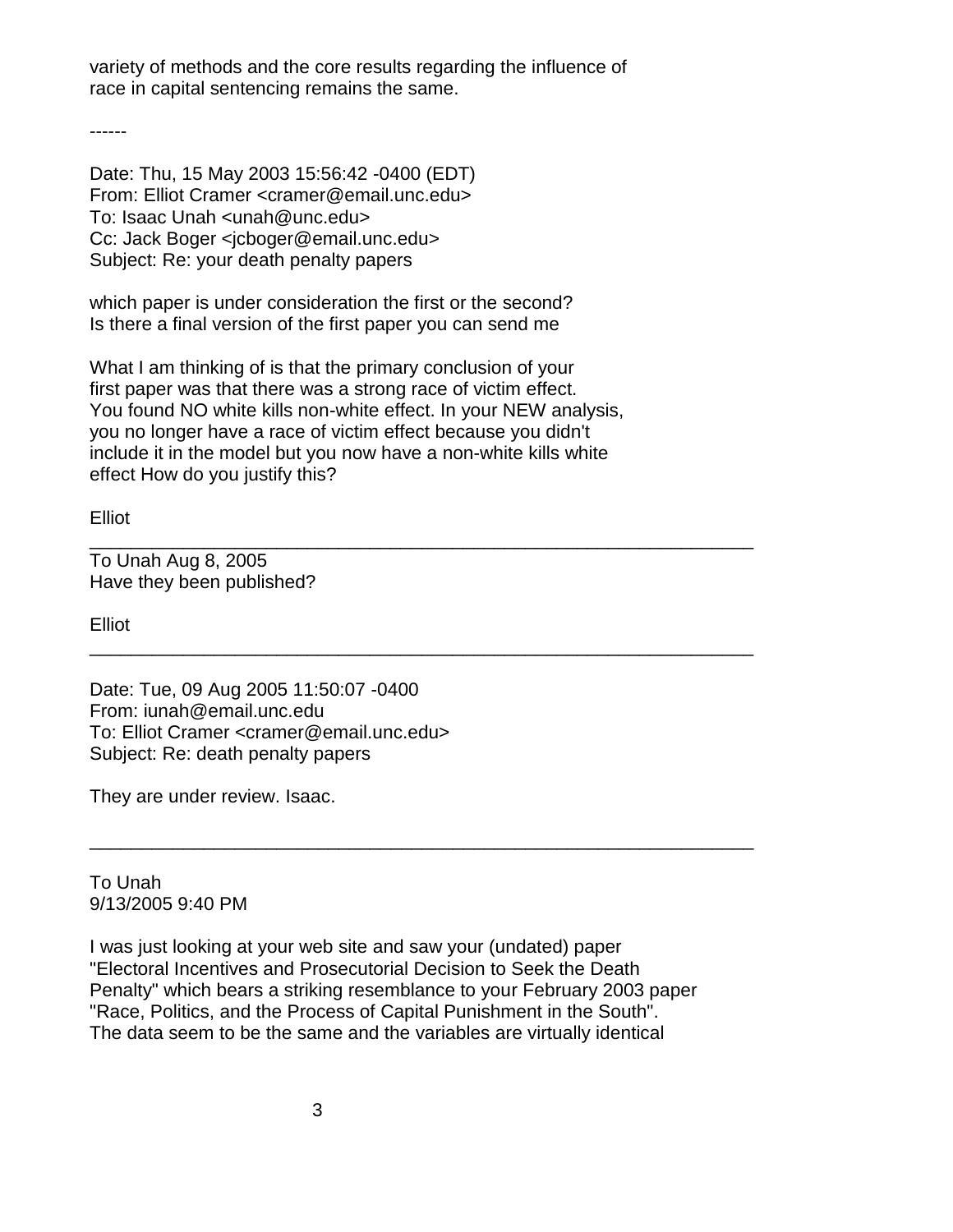variety of methods and the core results regarding the influence of race in capital sentencing remains the same.

------

Date: Thu, 15 May 2003 15:56:42 -0400 (EDT)
From: Elliot Cramer <cramer@email.unc.edu>
To: Isaac Unah <unah@unc.edu>
Cc: Jack Boger <jcboger@email.unc.edu>
Subject: Re: your death penalty papers

which paper is under consideration the first or the second?
Is there a final version of the first paper you can send me

What I am thinking of is that the primary conclusion of your first paper was that there was a strong race of victim effect. You found NO white kills non-white effect. In your NEW analysis, you no longer have a race of victim effect because you didn't include it in the model but you now have a non-white kills white effect How do you justify this?

Elliot

---

To Unah Aug 8, 2005
Have they been published?

Elliot

---

Date: Tue, 09 Aug 2005 11:50:07 -0400
From: iunah@email.unc.edu
To: Elliot Cramer <cramer@email.unc.edu>
Subject: Re: death penalty papers

They are under review. Isaac.

---

To Unah
9/13/2005 9:40 PM

I was just looking at your web site and saw your (undated) paper "Electoral Incentives and Prosecutorial Decision to Seek the Death Penalty" which bears a striking resemblance to your February 2003 paper "Race, Politics, and the Process of Capital Punishment in the South". The data seem to be the same and the variables are virtually identical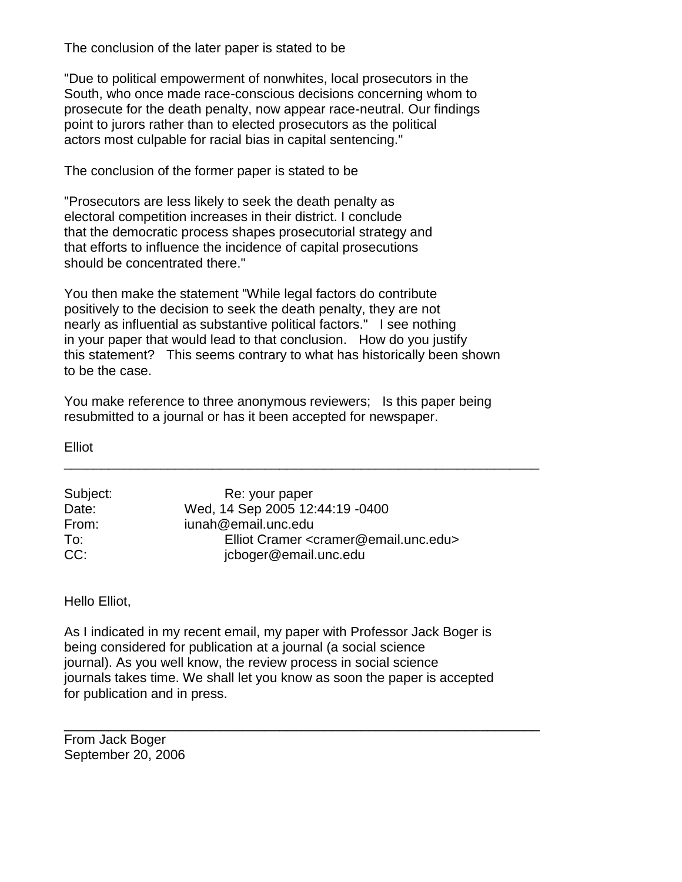The conclusion of the later paper is stated to be

"Due to political empowerment of nonwhites, local prosecutors in the South, who once made race-conscious decisions concerning whom to prosecute for the death penalty, now appear race-neutral. Our findings point to jurors rather than to elected prosecutors as the political actors most culpable for racial bias in capital sentencing."

The conclusion of the former paper is stated to be

"Prosecutors are less likely to seek the death penalty as electoral competition increases in their district. I conclude that the democratic process shapes prosecutorial strategy and that efforts to influence the incidence of capital prosecutions should be concentrated there."

You then make the statement "While legal factors do contribute positively to the decision to seek the death penalty, they are not nearly as influential as substantive political factors." I see nothing in your paper that would lead to that conclusion. How do you justify this statement? This seems contrary to what has historically been shown to be the case.

You make reference to three anonymous reviewers; Is this paper being resubmitted to a journal or has it been accepted for newspaper.

Elliot

---

| | |
|---|---|
| Subject: | Re: your paper |
| Date: | Wed, 14 Sep 2005 12:44:19 -0400 |
| From: | iunah@email.unc.edu |
| To: | Elliot Cramer <cramer@email.unc.edu> |
| CC: | jcboger@email.unc.edu |

Hello Elliot,

As I indicated in my recent email, my paper with Professor Jack Boger is being considered for publication at a journal (a social science journal). As you well know, the review process in social science journals takes time. We shall let you know as soon the paper is accepted for publication and in press.

---

From Jack Boger
September 20, 2006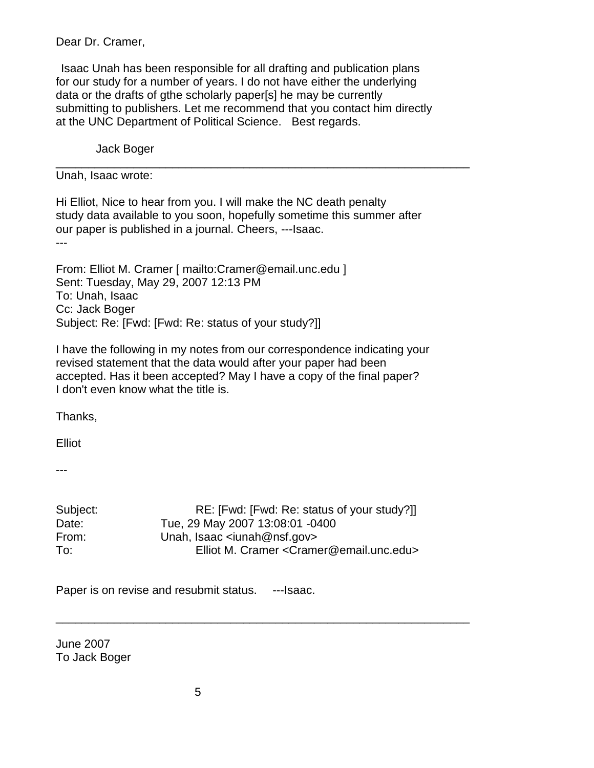Dear Dr. Cramer,

Isaac Unah has been responsible for all drafting and publication plans for our study for a number of years. I do not have either the underlying data or the drafts of gthe scholarly paper[s] he may be currently submitting to publishers. Let me recommend that you contact him directly at the UNC Department of Political Science. Best regards.

Jack Boger

---

Unah, Isaac wrote:

Hi Elliot, Nice to hear from you. I will make the NC death penalty study data available to you soon, hopefully sometime this summer after our paper is published in a journal. Cheers, ---Isaac.
---

From: Elliot M. Cramer [ mailto:Cramer@email.unc.edu ]
Sent: Tuesday, May 29, 2007 12:13 PM
To: Unah, Isaac
Cc: Jack Boger
Subject: Re: [Fwd: [Fwd: Re: status of your study?]]

I have the following in my notes from our correspondence indicating your revised statement that the data would after your paper had been accepted. Has it been accepted? May I have a copy of the final paper? I don't even know what the title is.

Thanks,

Elliot

---

Subject: RE: [Fwd: [Fwd: Re: status of your study?]]
Date: Tue, 29 May 2007 13:08:01 -0400
From: Unah, Isaac <iunah@nsf.gov>
To: Elliot M. Cramer <Cramer@email.unc.edu>

Paper is on revise and resubmit status. ---Isaac.

---

June 2007
To Jack Boger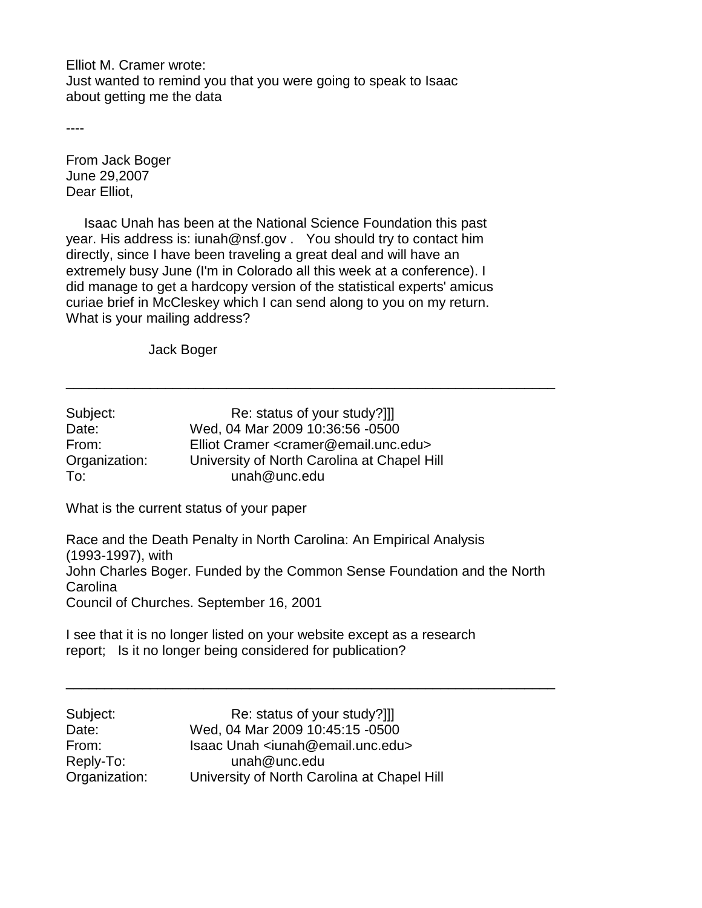Elliot M. Cramer wrote:
Just wanted to remind you that you were going to speak to Isaac about getting me the data

----

From Jack Boger
June 29,2007
Dear Elliot,

Isaac Unah has been at the National Science Foundation this past year. His address is: iunah@nsf.gov . You should try to contact him directly, since I have been traveling a great deal and will have an extremely busy June (I'm in Colorado all this week at a conference). I did manage to get a hardcopy version of the statistical experts' amicus curiae brief in McCleskey which I can send along to you on my return. What is your mailing address?

Jack Boger

---

| | |
|---|---|
| Subject: | Re: status of your study?]]] |
| Date: | Wed, 04 Mar 2009 10:36:56 -0500 |
| From: | Elliot Cramer <cramer@email.unc.edu> |
| Organization: | University of North Carolina at Chapel Hill |
| To: | unah@unc.edu |

What is the current status of your paper

Race and the Death Penalty in North Carolina: An Empirical Analysis (1993-1997), with
John Charles Boger. Funded by the Common Sense Foundation and the North Carolina
Council of Churches. September 16, 2001

I see that it is no longer listed on your website except as a research report; Is it no longer being considered for publication?

---

| | |
|---|---|
| Subject: | Re: status of your study?]]] |
| Date: | Wed, 04 Mar 2009 10:45:15 -0500 |
| From: | Isaac Unah <iunah@email.unc.edu> |
| Reply-To: | unah@unc.edu |
| Organization: | University of North Carolina at Chapel Hill |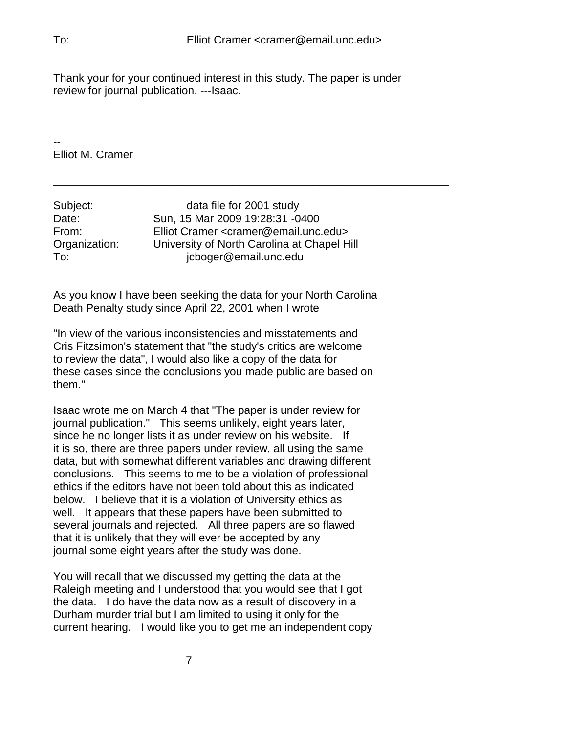To: Elliot Cramer <cramer@email.unc.edu>

Thank your for your continued interest in this study. The paper is under review for journal publication. ---Isaac.

--
Elliot M. Cramer

---

Subject: data file for 2001 study
Date: Sun, 15 Mar 2009 19:28:31 -0400
From: Elliot Cramer <cramer@email.unc.edu>
Organization: University of North Carolina at Chapel Hill
To: jcboger@email.unc.edu

As you know I have been seeking the data for your North Carolina Death Penalty study since April 22, 2001 when I wrote

"In view of the various inconsistencies and misstatements and Cris Fitzsimon's statement that "the study's critics are welcome to review the data", I would also like a copy of the data for these cases since the conclusions you made public are based on them."

Isaac wrote me on March 4 that "The paper is under review for journal publication." This seems unlikely, eight years later, since he no longer lists it as under review on his website. If it is so, there are three papers under review, all using the same data, but with somewhat different variables and drawing different conclusions. This seems to me to be a violation of professional ethics if the editors have not been told about this as indicated below. I believe that it is a violation of University ethics as well. It appears that these papers have been submitted to several journals and rejected. All three papers are so flawed that it is unlikely that they will ever be accepted by any journal some eight years after the study was done.

You will recall that we discussed my getting the data at the Raleigh meeting and I understood that you would see that I got the data. I do have the data now as a result of discovery in a Durham murder trial but I am limited to using it only for the current hearing. I would like you to get me an independent copy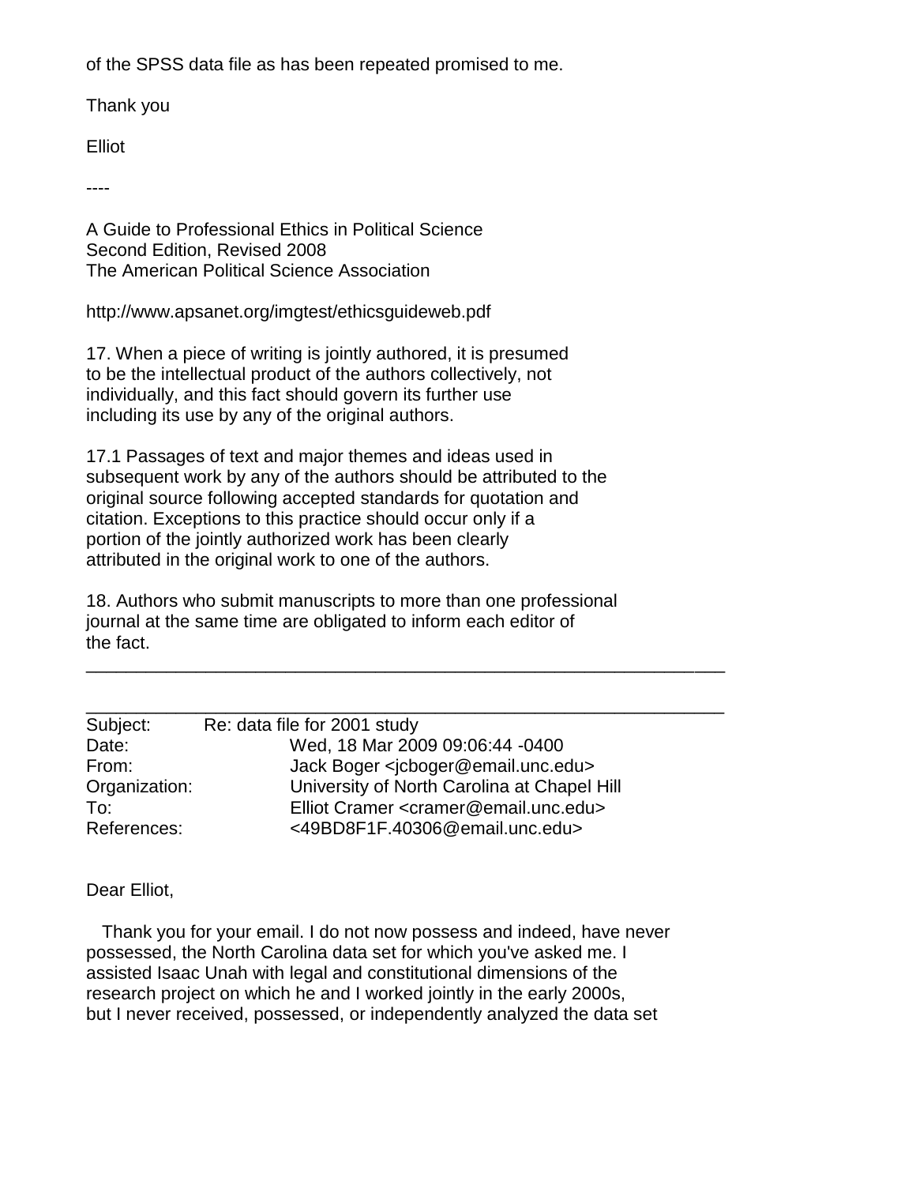of the SPSS data file as has been repeated promised to me.

Thank you

Elliot

----

A Guide to Professional Ethics in Political Science
Second Edition, Revised 2008
The American Political Science Association

http://www.apsanet.org/imgtest/ethicsguideweb.pdf

17. When a piece of writing is jointly authored, it is presumed to be the intellectual product of the authors collectively, not individually, and this fact should govern its further use including its use by any of the original authors.

17.1 Passages of text and major themes and ideas used in subsequent work by any of the authors should be attributed to the original source following accepted standards for quotation and citation. Exceptions to this practice should occur only if a portion of the jointly authorized work has been clearly attributed in the original work to one of the authors.

18. Authors who submit manuscripts to more than one professional journal at the same time are obligated to inform each editor of the fact.

---

---

| | |
|---|---|
| Subject: | Re: data file for 2001 study |
| Date: | Wed, 18 Mar 2009 09:06:44 -0400 |
| From: | Jack Boger <jcboger@email.unc.edu> |
| Organization: | University of North Carolina at Chapel Hill |
| To: | Elliot Cramer <cramer@email.unc.edu> |
| References: | <49BD8F1F.40306@email.unc.edu> |

Dear Elliot,

Thank you for your email. I do not now possess and indeed, have never possessed, the North Carolina data set for which you've asked me. I assisted Isaac Unah with legal and constitutional dimensions of the research project on which he and I worked jointly in the early 2000s, but I never received, possessed, or independently analyzed the data set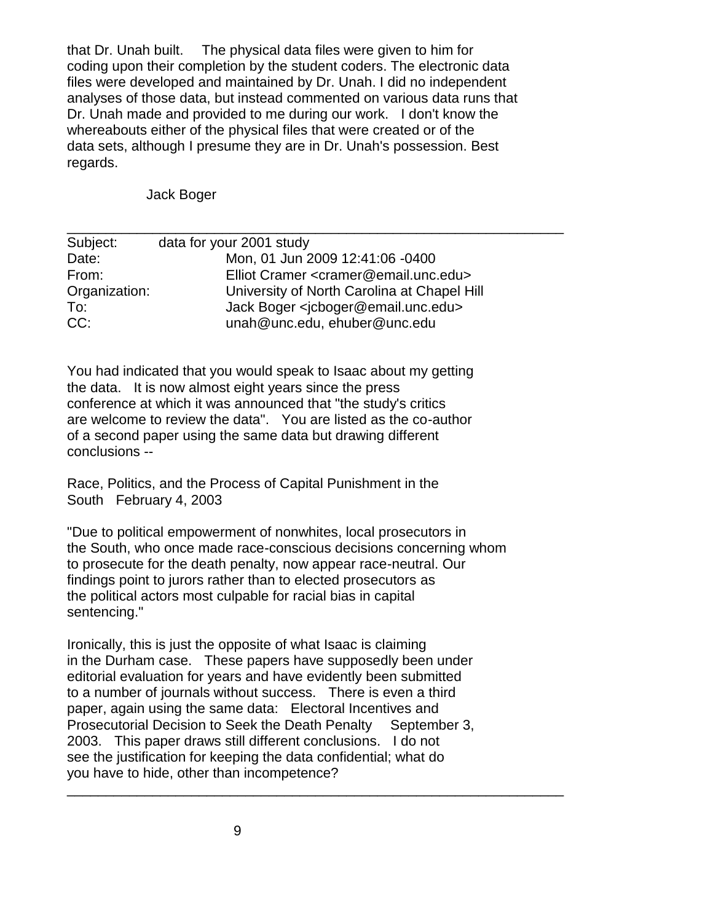that Dr. Unah built. The physical data files were given to him for coding upon their completion by the student coders. The electronic data files were developed and maintained by Dr. Unah. I did no independent analyses of those data, but instead commented on various data runs that Dr. Unah made and provided to me during our work. I don't know the whereabouts either of the physical files that were created or of the data sets, although I presume they are in Dr. Unah's possession. Best regards.

Jack Boger

---

Subject: data for your 2001 study
Date: Mon, 01 Jun 2009 12:41:06 -0400
From: Elliot Cramer <cramer@email.unc.edu>
Organization: University of North Carolina at Chapel Hill
To: Jack Boger <jcboger@email.unc.edu>
CC: unah@unc.edu, ehuber@unc.edu

You had indicated that you would speak to Isaac about my getting the data. It is now almost eight years since the press conference at which it was announced that "the study's critics are welcome to review the data". You are listed as the co-author of a second paper using the same data but drawing different conclusions --

Race, Politics, and the Process of Capital Punishment in the South February 4, 2003

"Due to political empowerment of nonwhites, local prosecutors in the South, who once made race-conscious decisions concerning whom to prosecute for the death penalty, now appear race-neutral. Our findings point to jurors rather than to elected prosecutors as the political actors most culpable for racial bias in capital sentencing."

Ironically, this is just the opposite of what Isaac is claiming in the Durham case. These papers have supposedly been under editorial evaluation for years and have evidently been submitted to a number of journals without success. There is even a third paper, again using the same data: Electoral Incentives and Prosecutorial Decision to Seek the Death Penalty September 3, 2003. This paper draws still different conclusions. I do not see the justification for keeping the data confidential; what do you have to hide, other than incompetence?

---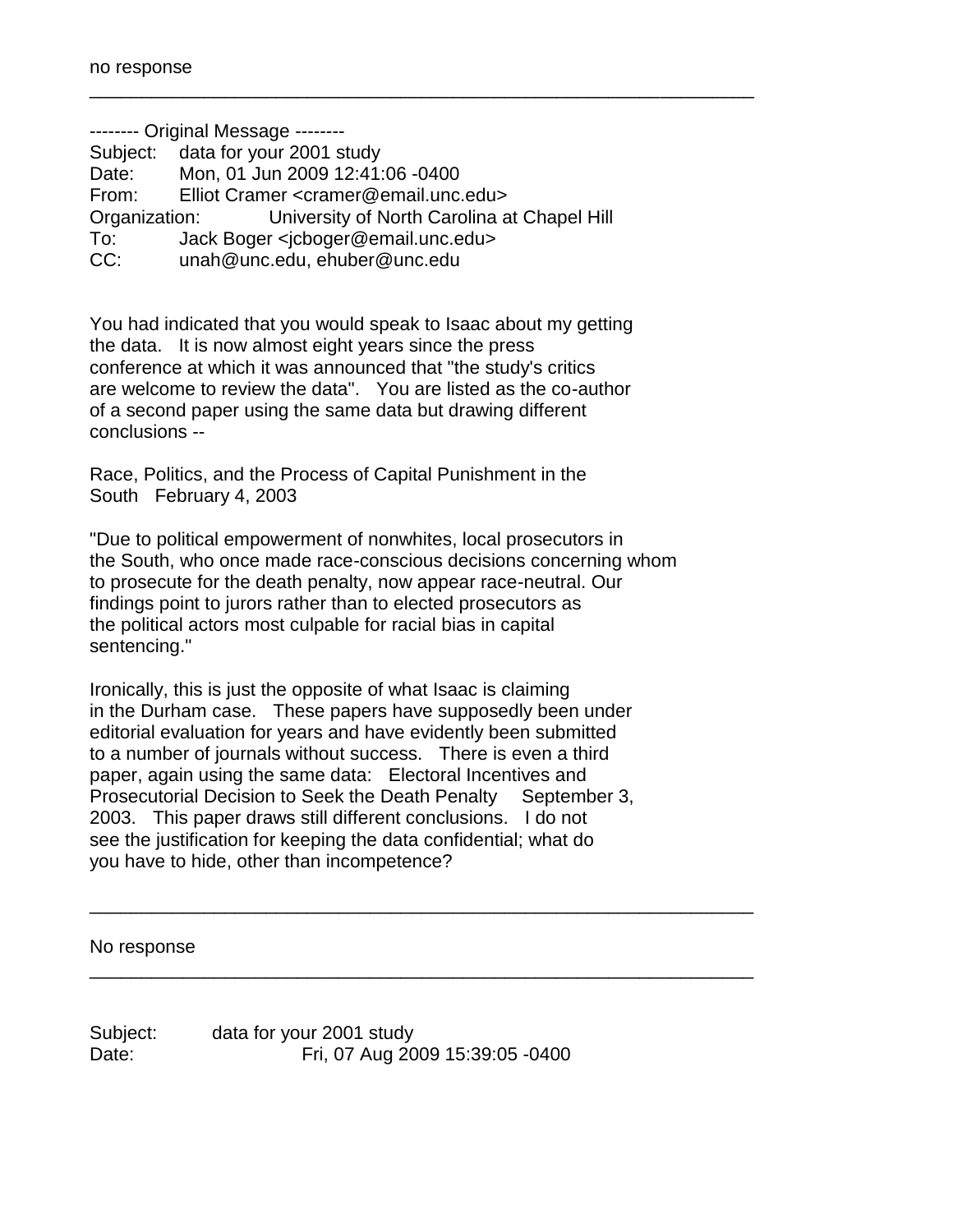no response

---

-------- Original Message --------

Subject: data for your 2001 study
Date: Mon, 01 Jun 2009 12:41:06 -0400
From: Elliot Cramer <cramer@email.unc.edu>
Organization: University of North Carolina at Chapel Hill
To: Jack Boger <jcboger@email.unc.edu>
CC: unah@unc.edu, ehuber@unc.edu

You had indicated that you would speak to Isaac about my getting the data. It is now almost eight years since the press conference at which it was announced that "the study's critics are welcome to review the data". You are listed as the co-author of a second paper using the same data but drawing different conclusions --

Race, Politics, and the Process of Capital Punishment in the South February 4, 2003

"Due to political empowerment of nonwhites, local prosecutors in the South, who once made race-conscious decisions concerning whom to prosecute for the death penalty, now appear race-neutral. Our findings point to jurors rather than to elected prosecutors as the political actors most culpable for racial bias in capital sentencing."

Ironically, this is just the opposite of what Isaac is claiming in the Durham case. These papers have supposedly been under editorial evaluation for years and have evidently been submitted to a number of journals without success. There is even a third paper, again using the same data: Electoral Incentives and Prosecutorial Decision to Seek the Death Penalty September 3, 2003. This paper draws still different conclusions. I do not see the justification for keeping the data confidential; what do you have to hide, other than incompetence?

---

No response

---

Subject: data for your 2001 study
Date: Fri, 07 Aug 2009 15:39:05 -0400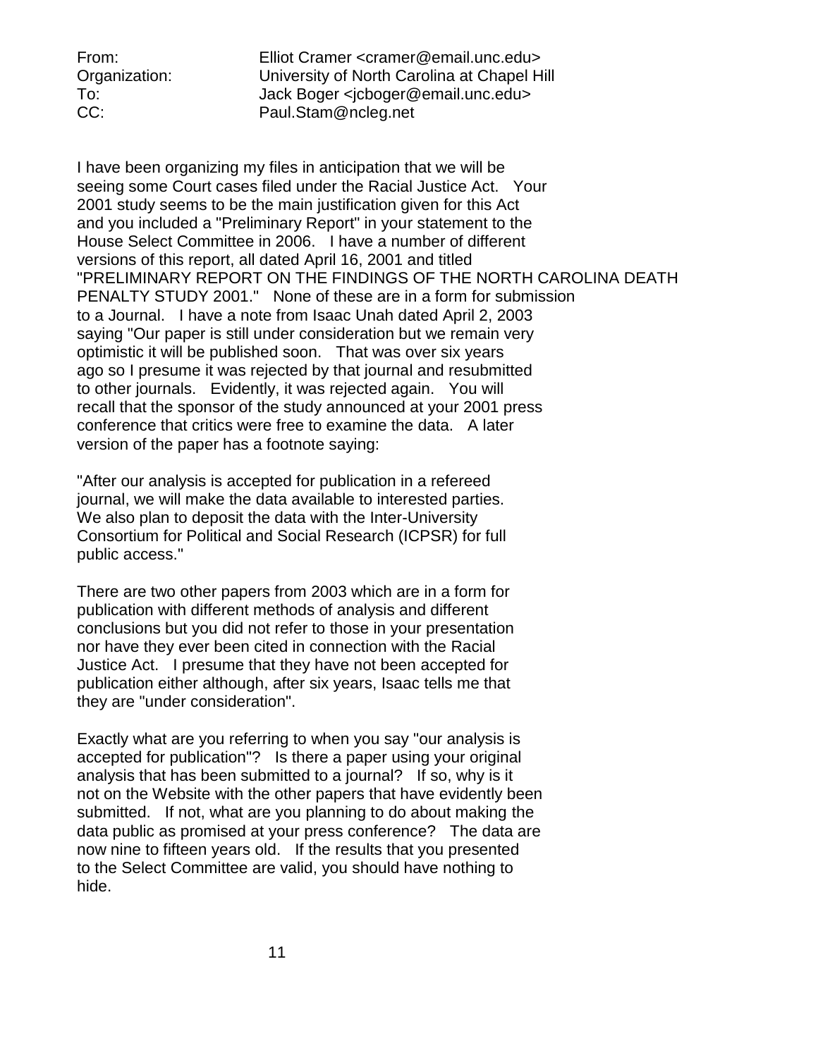From: Elliot Cramer <cramer@email.unc.edu>
Organization: University of North Carolina at Chapel Hill
To: Jack Boger <jcboger@email.unc.edu>
CC: Paul.Stam@ncleg.net

I have been organizing my files in anticipation that we will be seeing some Court cases filed under the Racial Justice Act. Your 2001 study seems to be the main justification given for this Act and you included a "Preliminary Report" in your statement to the House Select Committee in 2006. I have a number of different versions of this report, all dated April 16, 2001 and titled "PRELIMINARY REPORT ON THE FINDINGS OF THE NORTH CAROLINA DEATH PENALTY STUDY 2001." None of these are in a form for submission to a Journal. I have a note from Isaac Unah dated April 2, 2003 saying "Our paper is still under consideration but we remain very optimistic it will be published soon. That was over six years ago so I presume it was rejected by that journal and resubmitted to other journals. Evidently, it was rejected again. You will recall that the sponsor of the study announced at your 2001 press conference that critics were free to examine the data. A later version of the paper has a footnote saying:

"After our analysis is accepted for publication in a refereed journal, we will make the data available to interested parties. We also plan to deposit the data with the Inter-University Consortium for Political and Social Research (ICPSR) for full public access."

There are two other papers from 2003 which are in a form for publication with different methods of analysis and different conclusions but you did not refer to those in your presentation nor have they ever been cited in connection with the Racial Justice Act. I presume that they have not been accepted for publication either although, after six years, Isaac tells me that they are "under consideration".

Exactly what are you referring to when you say "our analysis is accepted for publication"? Is there a paper using your original analysis that has been submitted to a journal? If so, why is it not on the Website with the other papers that have evidently been submitted. If not, what are you planning to do about making the data public as promised at your press conference? The data are now nine to fifteen years old. If the results that you presented to the Select Committee are valid, you should have nothing to hide.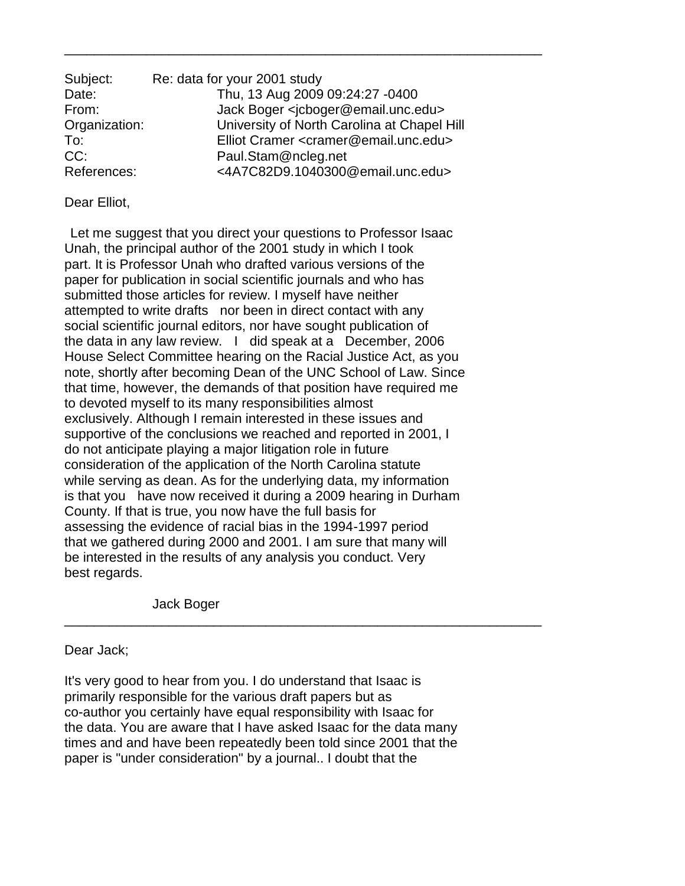---

Subject: Re: data for your 2001 study
Date: Thu, 13 Aug 2009 09:24:27 -0400
From: Jack Boger <jcboger@email.unc.edu>
Organization: University of North Carolina at Chapel Hill
To: Elliot Cramer <cramer@email.unc.edu>
CC: Paul.Stam@ncleg.net
References: <4A7C82D9.1040300@email.unc.edu>

Dear Elliot,

Let me suggest that you direct your questions to Professor Isaac Unah, the principal author of the 2001 study in which I took part. It is Professor Unah who drafted various versions of the paper for publication in social scientific journals and who has submitted those articles for review. I myself have neither attempted to write drafts nor been in direct contact with any social scientific journal editors, nor have sought publication of the data in any law review. I did speak at a December, 2006 House Select Committee hearing on the Racial Justice Act, as you note, shortly after becoming Dean of the UNC School of Law. Since that time, however, the demands of that position have required me to devoted myself to its many responsibilities almost exclusively. Although I remain interested in these issues and supportive of the conclusions we reached and reported in 2001, I do not anticipate playing a major litigation role in future consideration of the application of the North Carolina statute while serving as dean. As for the underlying data, my information is that you have now received it during a 2009 hearing in Durham County. If that is true, you now have the full basis for assessing the evidence of racial bias in the 1994-1997 period that we gathered during 2000 and 2001. I am sure that many will be interested in the results of any analysis you conduct. Very best regards.

Jack Boger

---

Dear Jack;

It's very good to hear from you. I do understand that Isaac is primarily responsible for the various draft papers but as co-author you certainly have equal responsibility with Isaac for the data. You are aware that I have asked Isaac for the data many times and and have been repeatedly been told since 2001 that the paper is "under consideration" by a journal.. I doubt that the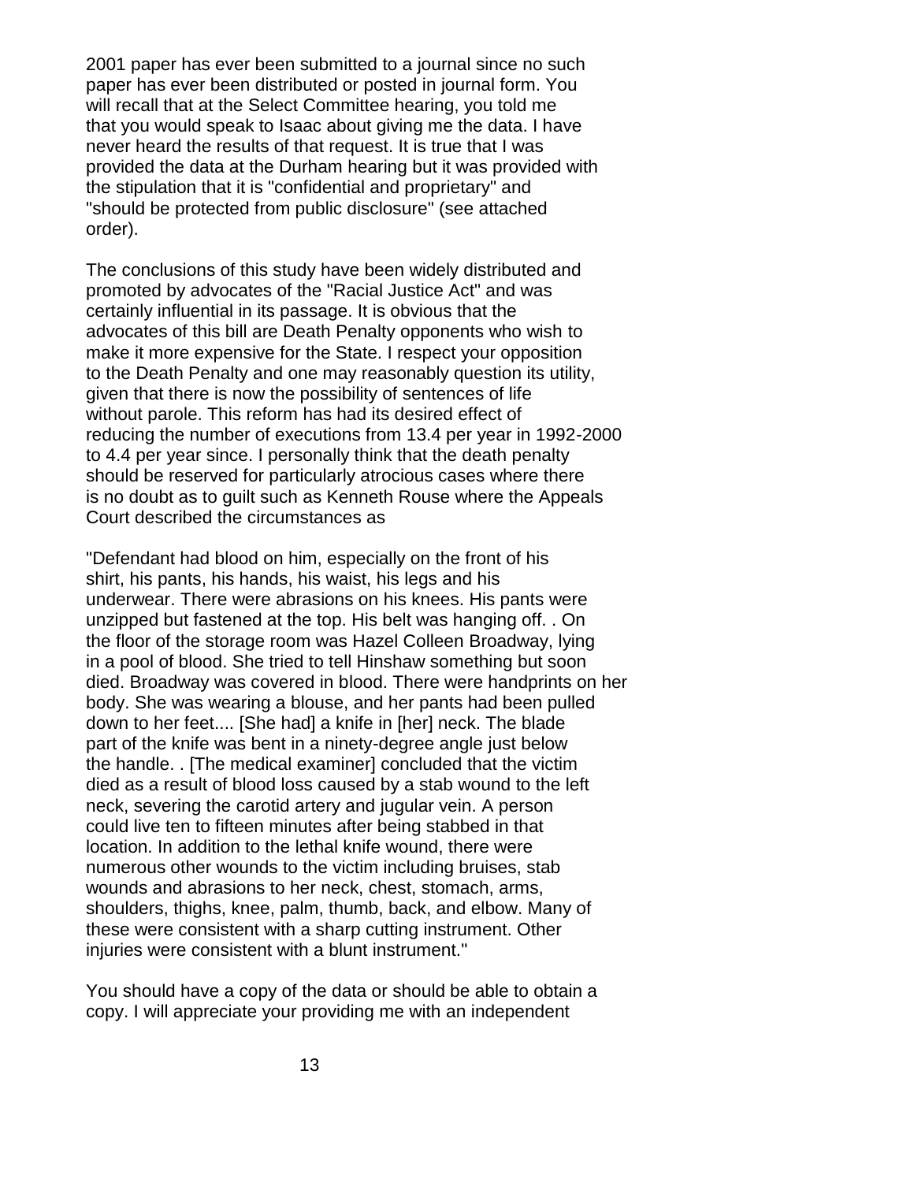2001 paper has ever been submitted to a journal since no such paper has ever been distributed or posted in journal form. You will recall that at the Select Committee hearing, you told me that you would speak to Isaac about giving me the data. I have never heard the results of that request. It is true that I was provided the data at the Durham hearing but it was provided with the stipulation that it is "confidential and proprietary" and "should be protected from public disclosure" (see attached order).

The conclusions of this study have been widely distributed and promoted by advocates of the "Racial Justice Act" and was certainly influential in its passage. It is obvious that the advocates of this bill are Death Penalty opponents who wish to make it more expensive for the State. I respect your opposition to the Death Penalty and one may reasonably question its utility, given that there is now the possibility of sentences of life without parole. This reform has had its desired effect of reducing the number of executions from 13.4 per year in 1992-2000 to 4.4 per year since. I personally think that the death penalty should be reserved for particularly atrocious cases where there is no doubt as to guilt such as Kenneth Rouse where the Appeals Court described the circumstances as

"Defendant had blood on him, especially on the front of his shirt, his pants, his hands, his waist, his legs and his underwear. There were abrasions on his knees. His pants were unzipped but fastened at the top. His belt was hanging off. . On the floor of the storage room was Hazel Colleen Broadway, lying in a pool of blood. She tried to tell Hinshaw something but soon died. Broadway was covered in blood. There were handprints on her body. She was wearing a blouse, and her pants had been pulled down to her feet.... [She had] a knife in [her] neck. The blade part of the knife was bent in a ninety-degree angle just below the handle. . [The medical examiner] concluded that the victim died as a result of blood loss caused by a stab wound to the left neck, severing the carotid artery and jugular vein. A person could live ten to fifteen minutes after being stabbed in that location. In addition to the lethal knife wound, there were numerous other wounds to the victim including bruises, stab wounds and abrasions to her neck, chest, stomach, arms, shoulders, thighs, knee, palm, thumb, back, and elbow. Many of these were consistent with a sharp cutting instrument. Other injuries were consistent with a blunt instrument."

You should have a copy of the data or should be able to obtain a copy. I will appreciate your providing me with an independent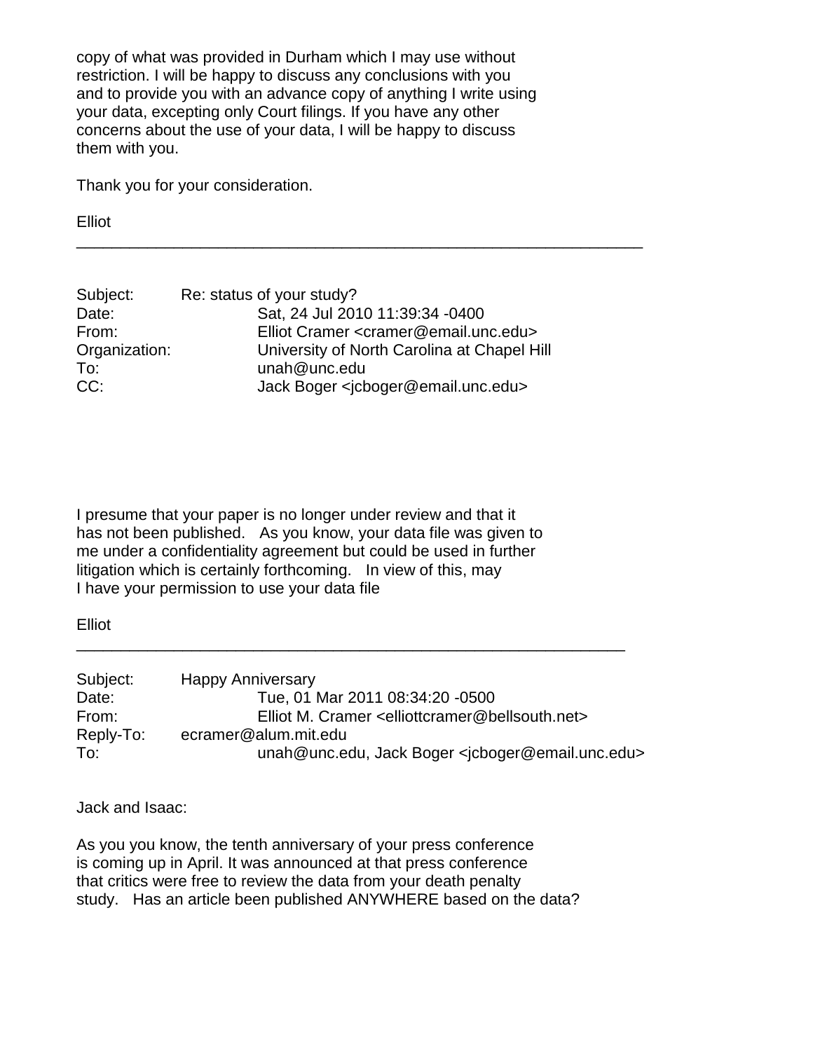copy of what was provided in Durham which I may use without restriction. I will be happy to discuss any conclusions with you and to provide you with an advance copy of anything I write using your data, excepting only Court filings. If you have any other concerns about the use of your data, I will be happy to discuss them with you.

Thank you for your consideration.

Elliot

---

Subject: Re: status of your study?
Date: Sat, 24 Jul 2010 11:39:34 -0400
From: Elliot Cramer <cramer@email.unc.edu>
Organization: University of North Carolina at Chapel Hill
To: unah@unc.edu
CC: Jack Boger <jcboger@email.unc.edu>

I presume that your paper is no longer under review and that it has not been published. As you know, your data file was given to me under a confidentiality agreement but could be used in further litigation which is certainly forthcoming. In view of this, may I have your permission to use your data file

Elliot

---

Subject: Happy Anniversary
Date: Tue, 01 Mar 2011 08:34:20 -0500
From: Elliot M. Cramer <elliottcramer@bellsouth.net>
Reply-To: ecramer@alum.mit.edu
To: unah@unc.edu, Jack Boger <jcboger@email.unc.edu>

Jack and Isaac:

As you you know, the tenth anniversary of your press conference is coming up in April. It was announced at that press conference that critics were free to review the data from your death penalty study. Has an article been published ANYWHERE based on the data?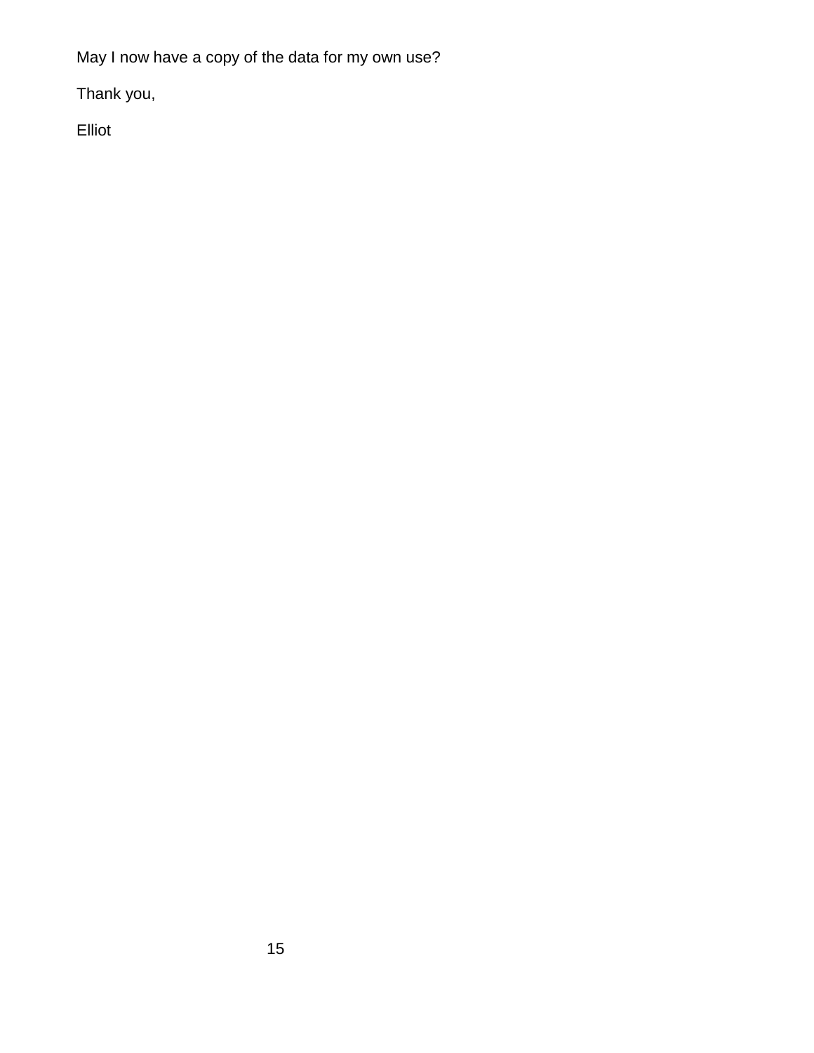May I now have a copy of the data for my own use?

Thank you,

Elliot